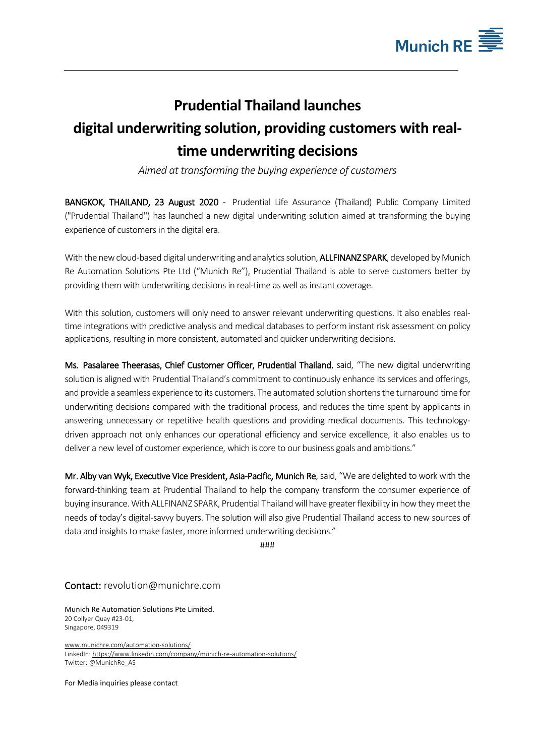# Prudential Thailand launches digital underwriting solution, providing customers with real-time underwriting decisions

*Aimed at transforming the buying experience of customers*

**BANGKOK, THAILAND, 23 August 2020 -** Prudential Life Assurance (Thailand) Public Company Limited ("Prudential Thailand") has launched a new digital underwriting solution aimed at transforming the buying experience of customers in the digital era.

With the new cloud-based digital underwriting and analytics solution, **ALLFINANZ SPARK**, developed by Munich Re Automation Solutions Pte Ltd ("Munich Re"), Prudential Thailand is able to serve customers better by providing them with underwriting decisions in real-time as well as instant coverage.

With this solution, customers will only need to answer relevant underwriting questions. It also enables real-time integrations with predictive analysis and medical databases to perform instant risk assessment on policy applications, resulting in more consistent, automated and quicker underwriting decisions.

**Ms. Pasalaree Theerasas, Chief Customer Officer, Prudential Thailand**, said, "The new digital underwriting solution is aligned with Prudential Thailand's commitment to continuously enhance its services and offerings, and provide a seamless experience to its customers. The automated solution shortens the turnaround time for underwriting decisions compared with the traditional process, and reduces the time spent by applicants in answering unnecessary or repetitive health questions and providing medical documents. This technology-driven approach not only enhances our operational efficiency and service excellence, it also enables us to deliver a new level of customer experience, which is core to our business goals and ambitions."

**Mr. Alby van Wyk, Executive Vice President, Asia-Pacific, Munich Re**, said, "We are delighted to work with the forward-thinking team at Prudential Thailand to help the company transform the consumer experience of buying insurance. With ALLFINANZ SPARK, Prudential Thailand will have greater flexibility in how they meet the needs of today's digital-savvy buyers. The solution will also give Prudential Thailand access to new sources of data and insights to make faster, more informed underwriting decisions."

###

**Contact:** revolution@munichre.com

Munich Re Automation Solutions Pte Limited.
20 Collyer Quay #23-01,
Singapore, 049319

www.munichre.com/automation-solutions/
LinkedIn: https://www.linkedin.com/company/munich-re-automation-solutions/
Twitter: @MunichRe_AS

For Media inquiries please contact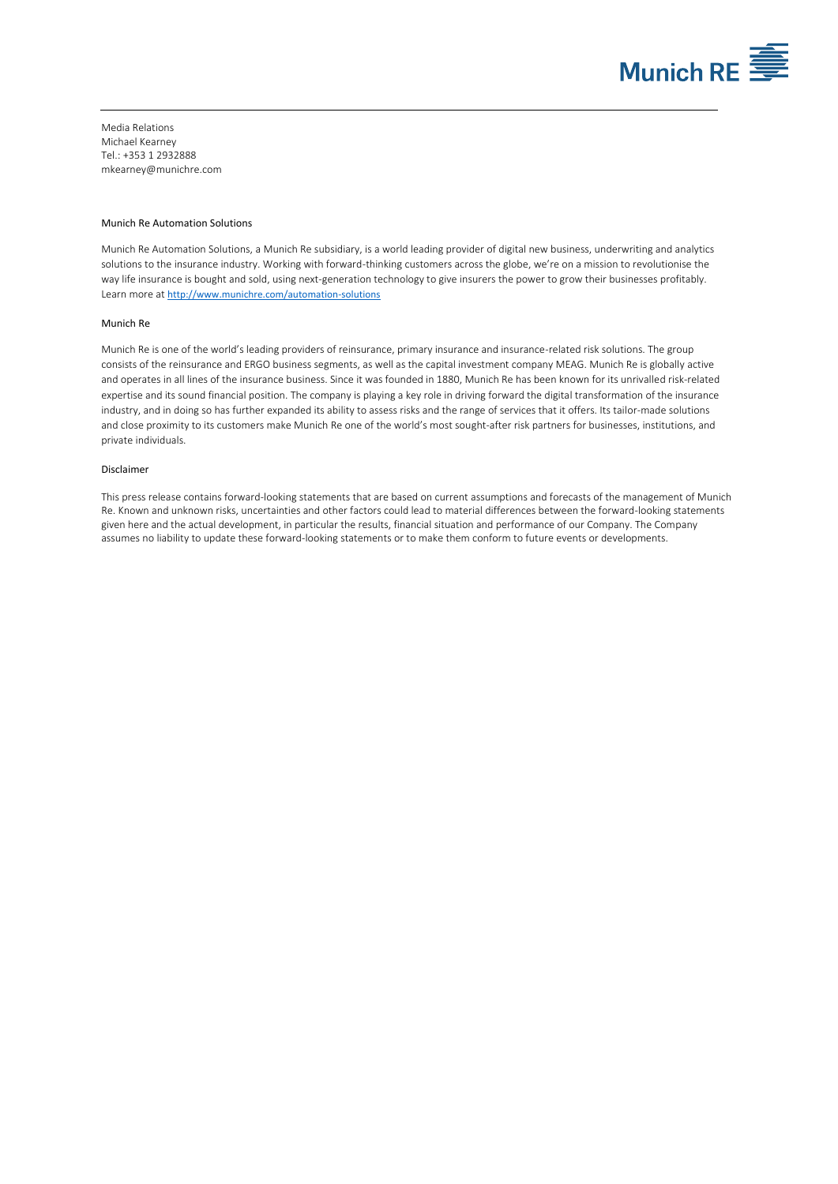Media Relations
Michael Kearney
Tel.: +353 1 2932888
mkearney@munichre.com

## Munich Re Automation Solutions

Munich Re Automation Solutions, a Munich Re subsidiary, is a world leading provider of digital new business, underwriting and analytics solutions to the insurance industry. Working with forward-thinking customers across the globe, we're on a mission to revolutionise the way life insurance is bought and sold, using next-generation technology to give insurers the power to grow their businesses profitably. Learn more at [http://www.munichre.com/automation-solutions](http://www.munichre.com/automation-solutions)

## Munich Re

Munich Re is one of the world's leading providers of reinsurance, primary insurance and insurance-related risk solutions. The group consists of the reinsurance and ERGO business segments, as well as the capital investment company MEAG. Munich Re is globally active and operates in all lines of the insurance business. Since it was founded in 1880, Munich Re has been known for its unrivalled risk-related expertise and its sound financial position. The company is playing a key role in driving forward the digital transformation of the insurance industry, and in doing so has further expanded its ability to assess risks and the range of services that it offers. Its tailor-made solutions and close proximity to its customers make Munich Re one of the world's most sought-after risk partners for businesses, institutions, and private individuals.

## Disclaimer

This press release contains forward-looking statements that are based on current assumptions and forecasts of the management of Munich Re. Known and unknown risks, uncertainties and other factors could lead to material differences between the forward-looking statements given here and the actual development, in particular the results, financial situation and performance of our Company. The Company assumes no liability to update these forward-looking statements or to make them conform to future events or developments.